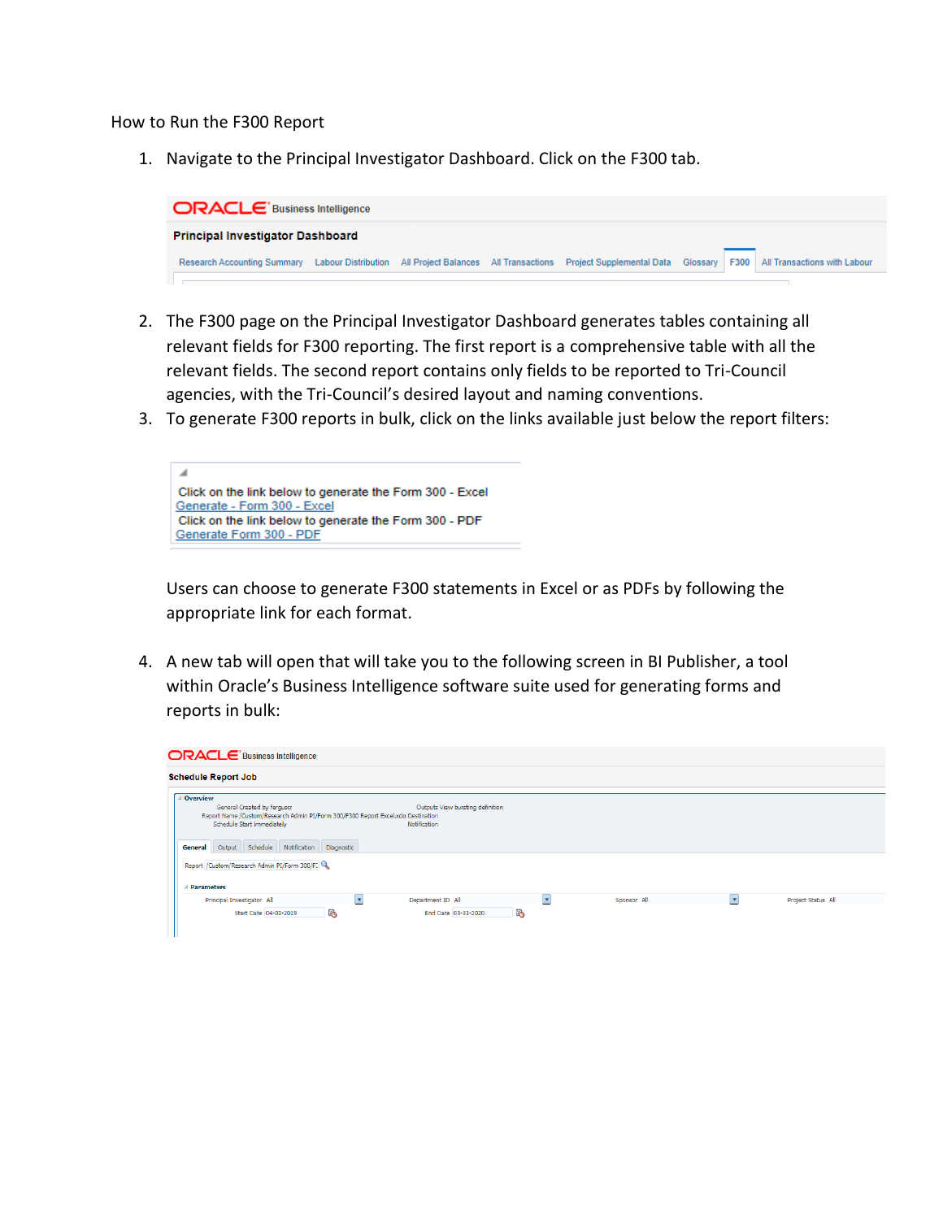How to Run the F300 Report

1. Navigate to the Principal Investigator Dashboard. Click on the F300 tab.

ORACLE Business Intelligence

Principal Investigator Dashboard

Research Accounting Summary | Labour Distribution | All Project Balances | All Transactions | Project Supplemental Data | Glossary | F300 | All Transactions with Labour

2. The F300 page on the Principal Investigator Dashboard generates tables containing all relevant fields for F300 reporting. The first report is a comprehensive table with all the relevant fields. The second report contains only fields to be reported to Tri-Council agencies, with the Tri-Council's desired layout and naming conventions.
3. To generate F300 reports in bulk, click on the links available just below the report filters:

   Click on the link below to generate the Form 300 - Excel
   Generate - Form 300 - Excel
   Click on the link below to generate the Form 300 - PDF
   Generate Form 300 - PDF

   Users can choose to generate F300 statements in Excel or as PDFs by following the appropriate link for each format.

4. A new tab will open that will take you to the following screen in BI Publisher, a tool within Oracle's Business Intelligence software suite used for generating forms and reports in bulk:

ORACLE Business Intelligence

Schedule Report Job

Overview
General Created by ferguser
Report Name /Custom/Research Admin PI/Form 300/F300 Report Excel.xdo
Schedule Start immediately
Outputs View bursting definition
Destination
Notification

General | Output | Schedule | Notification | Diagnostic

Report /Custom/Research Admin PI/Form 300/F:

Parameters
Principal Investigator All | Department ID All | Sponsor All | Project Status All
Start Date 04-01-2019 | End Date 03-31-2020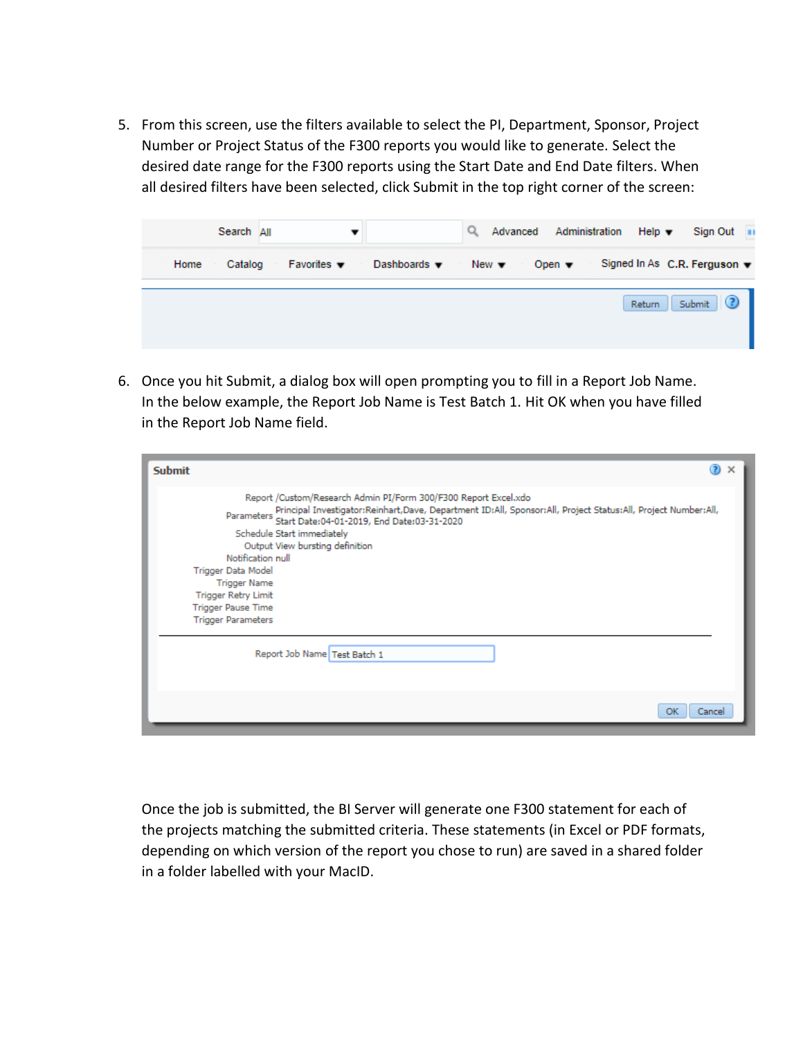5. From this screen, use the filters available to select the PI, Department, Sponsor, Project Number or Project Status of the F300 reports you would like to generate. Select the desired date range for the F300 reports using the Start Date and End Date filters. When all desired filters have been selected, click Submit in the top right corner of the screen:

6. Once you hit Submit, a dialog box will open prompting you to fill in a Report Job Name. In the below example, the Report Job Name is Test Batch 1. Hit OK when you have filled in the Report Job Name field.

Once the job is submitted, the BI Server will generate one F300 statement for each of the projects matching the submitted criteria. These statements (in Excel or PDF formats, depending on which version of the report you chose to run) are saved in a shared folder in a folder labelled with your MacID.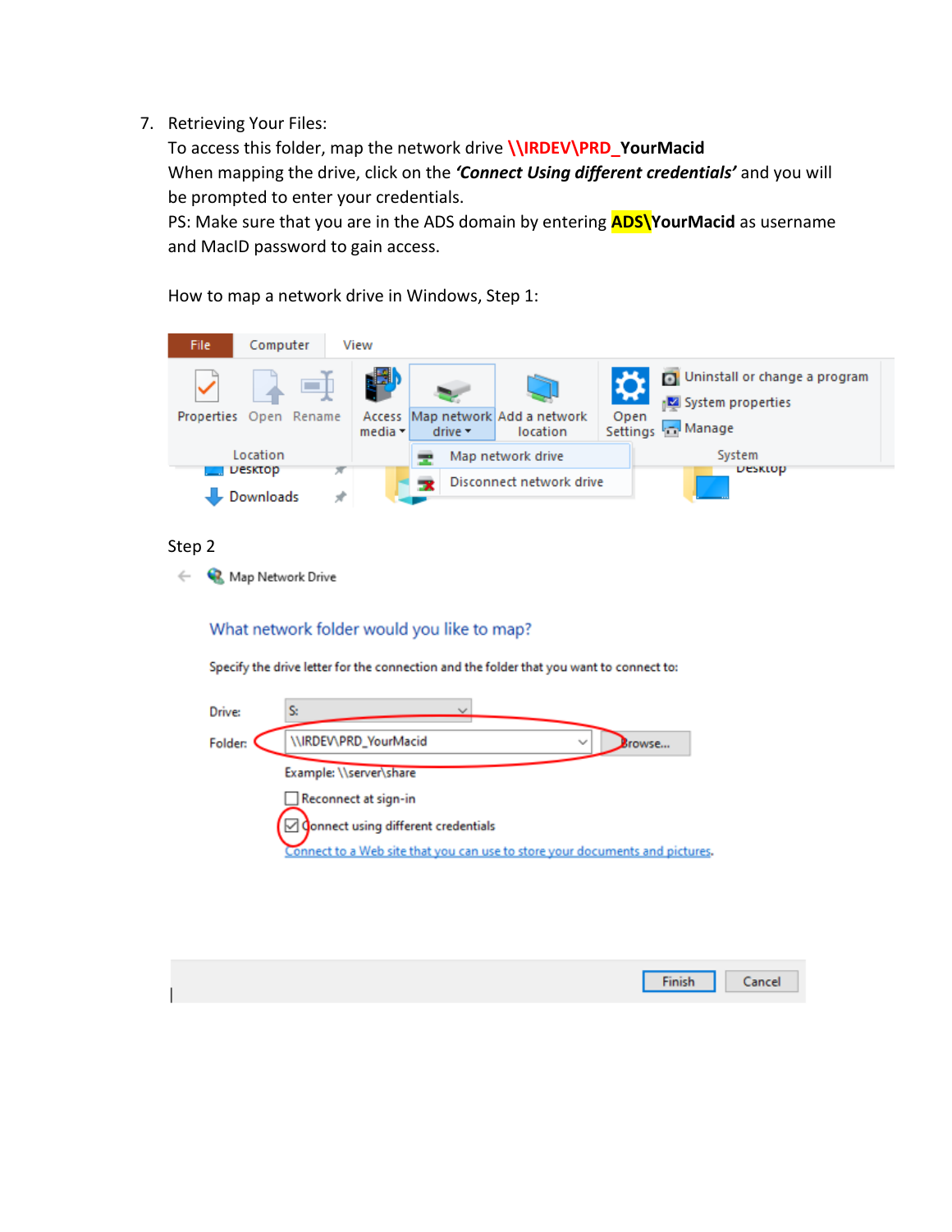7. Retrieving Your Files:
   To access this folder, map the network drive **\\IRDEV\PRD_YourMacid**
   When mapping the drive, click on the ***'Connect Using different credentials'*** and you will be prompted to enter your credentials.
   PS: Make sure that you are in the ADS domain by entering **ADS\YourMacid** as username and MacID password to gain access.

   How to map a network drive in Windows, Step 1:

   Step 2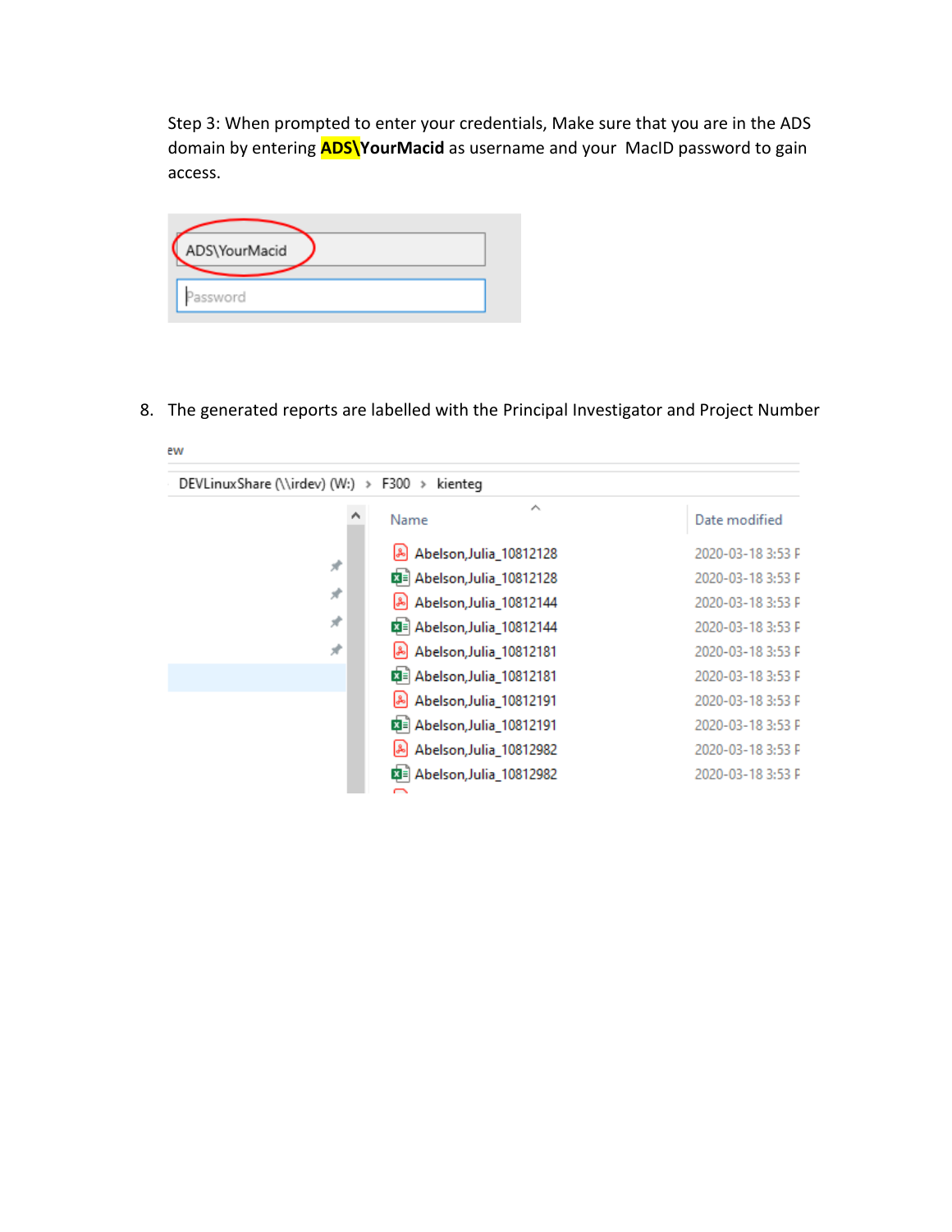Step 3: When prompted to enter your credentials, Make sure that you are in the ADS domain by entering **ADS\YourMacid** as username and your MacID password to gain access.

ADS\YourMacid

Password

8. The generated reports are labelled with the Principal Investigator and Project Number

DEVLinuxShare (\\irdev) (W:) > F300 > kienteg

| Name | Date modified |
|---|---|
| Abelson,Julia_10812128 | 2020-03-18 3:53 P |
| Abelson,Julia_10812128 | 2020-03-18 3:53 P |
| Abelson,Julia_10812144 | 2020-03-18 3:53 P |
| Abelson,Julia_10812144 | 2020-03-18 3:53 P |
| Abelson,Julia_10812181 | 2020-03-18 3:53 P |
| Abelson,Julia_10812181 | 2020-03-18 3:53 P |
| Abelson,Julia_10812191 | 2020-03-18 3:53 P |
| Abelson,Julia_10812191 | 2020-03-18 3:53 P |
| Abelson,Julia_10812982 | 2020-03-18 3:53 P |
| Abelson,Julia_10812982 | 2020-03-18 3:53 P |